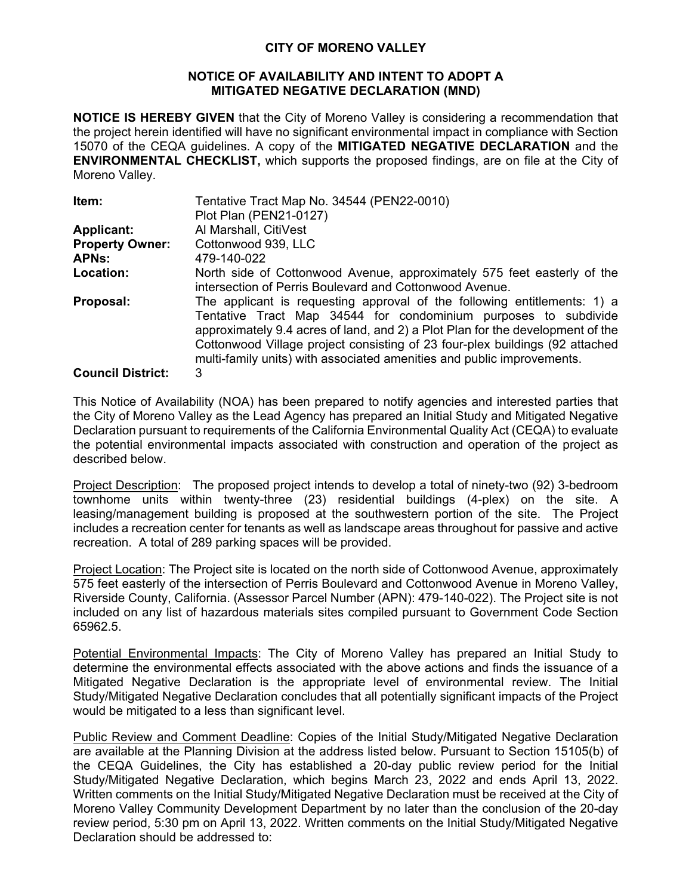# CITY OF MORENO VALLEY

## NOTICE OF AVAILABILITY AND INTENT TO ADOPT A MITIGATED NEGATIVE DECLARATION (MND)

**NOTICE IS HEREBY GIVEN** that the City of Moreno Valley is considering a recommendation that the project herein identified will have no significant environmental impact in compliance with Section 15070 of the CEQA guidelines. A copy of the **MITIGATED NEGATIVE DECLARATION** and the **ENVIRONMENTAL CHECKLIST,** which supports the proposed findings, are on file at the City of Moreno Valley.

| | |
|---|---|
| **Item:** | Tentative Tract Map No. 34544 (PEN22-0010)<br>Plot Plan (PEN21-0127) |
| **Applicant:** | Al Marshall, CitiVest |
| **Property Owner:** | Cottonwood 939, LLC |
| **APNs:** | 479-140-022 |
| **Location:** | North side of Cottonwood Avenue, approximately 575 feet easterly of the intersection of Perris Boulevard and Cottonwood Avenue. |
| **Proposal:** | The applicant is requesting approval of the following entitlements: 1) a Tentative Tract Map 34544 for condominium purposes to subdivide approximately 9.4 acres of land, and 2) a Plot Plan for the development of the Cottonwood Village project consisting of 23 four-plex buildings (92 attached multi-family units) with associated amenities and public improvements. |
| **Council District:** | 3 |

This Notice of Availability (NOA) has been prepared to notify agencies and interested parties that the City of Moreno Valley as the Lead Agency has prepared an Initial Study and Mitigated Negative Declaration pursuant to requirements of the California Environmental Quality Act (CEQA) to evaluate the potential environmental impacts associated with construction and operation of the project as described below.

Project Description: The proposed project intends to develop a total of ninety-two (92) 3-bedroom townhome units within twenty-three (23) residential buildings (4-plex) on the site. A leasing/management building is proposed at the southwestern portion of the site. The Project includes a recreation center for tenants as well as landscape areas throughout for passive and active recreation. A total of 289 parking spaces will be provided.

Project Location: The Project site is located on the north side of Cottonwood Avenue, approximately 575 feet easterly of the intersection of Perris Boulevard and Cottonwood Avenue in Moreno Valley, Riverside County, California. (Assessor Parcel Number (APN): 479-140-022). The Project site is not included on any list of hazardous materials sites compiled pursuant to Government Code Section 65962.5.

Potential Environmental Impacts: The City of Moreno Valley has prepared an Initial Study to determine the environmental effects associated with the above actions and finds the issuance of a Mitigated Negative Declaration is the appropriate level of environmental review. The Initial Study/Mitigated Negative Declaration concludes that all potentially significant impacts of the Project would be mitigated to a less than significant level.

Public Review and Comment Deadline: Copies of the Initial Study/Mitigated Negative Declaration are available at the Planning Division at the address listed below. Pursuant to Section 15105(b) of the CEQA Guidelines, the City has established a 20-day public review period for the Initial Study/Mitigated Negative Declaration, which begins March 23, 2022 and ends April 13, 2022. Written comments on the Initial Study/Mitigated Negative Declaration must be received at the City of Moreno Valley Community Development Department by no later than the conclusion of the 20-day review period, 5:30 pm on April 13, 2022. Written comments on the Initial Study/Mitigated Negative Declaration should be addressed to: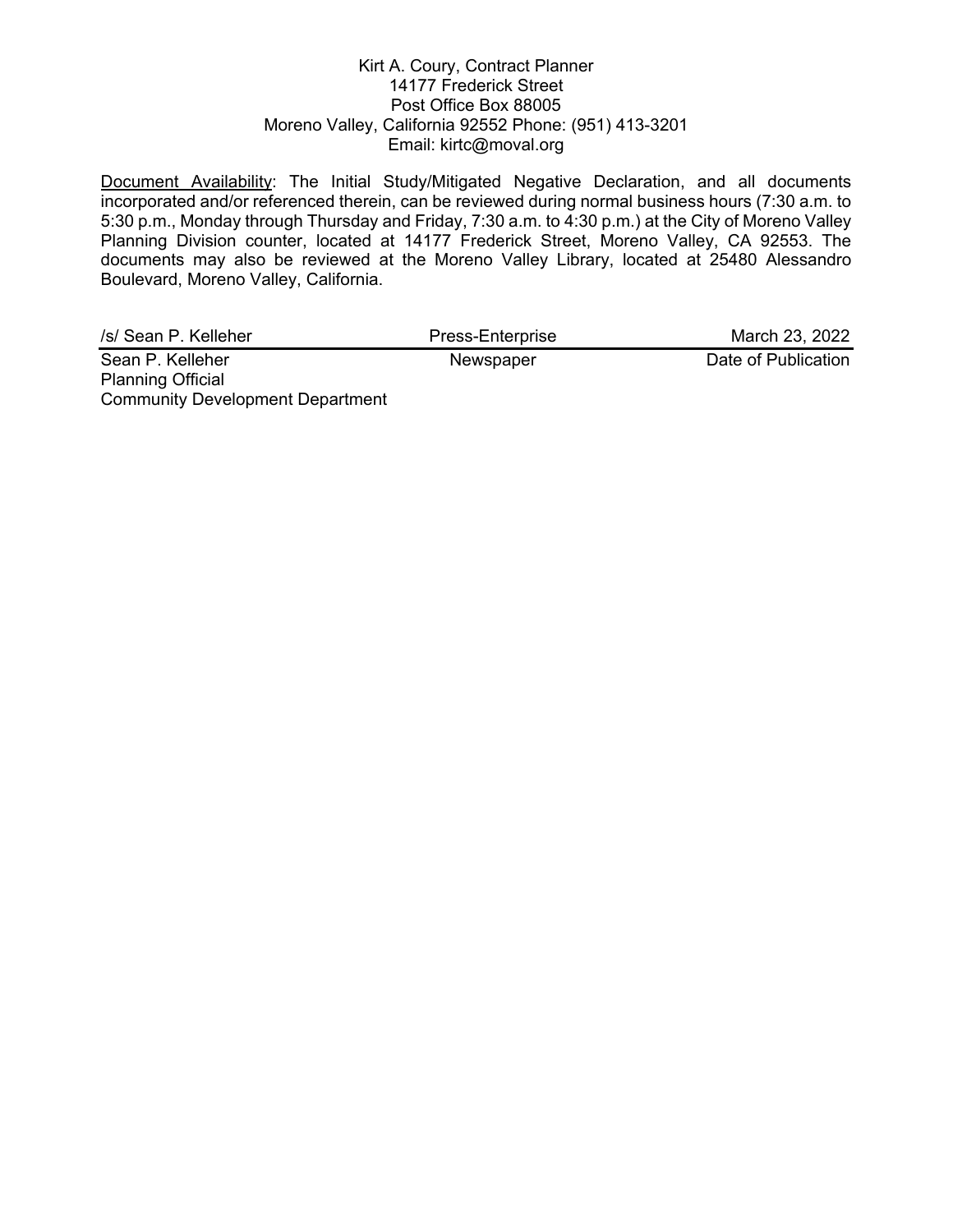Kirt A. Coury, Contract Planner
14177 Frederick Street
Post Office Box 88005
Moreno Valley, California 92552 Phone: (951) 413-3201
Email: kirtc@moval.org

Document Availability: The Initial Study/Mitigated Negative Declaration, and all documents incorporated and/or referenced therein, can be reviewed during normal business hours (7:30 a.m. to 5:30 p.m., Monday through Thursday and Friday, 7:30 a.m. to 4:30 p.m.) at the City of Moreno Valley Planning Division counter, located at 14177 Frederick Street, Moreno Valley, CA 92553. The documents may also be reviewed at the Moreno Valley Library, located at 25480 Alessandro Boulevard, Moreno Valley, California.

| /s/ Sean P. Kelleher | Press-Enterprise | March 23, 2022 |
|---|---|---|
| Sean P. Kelleher<br>Planning Official<br>Community Development Department | Newspaper | Date of Publication |